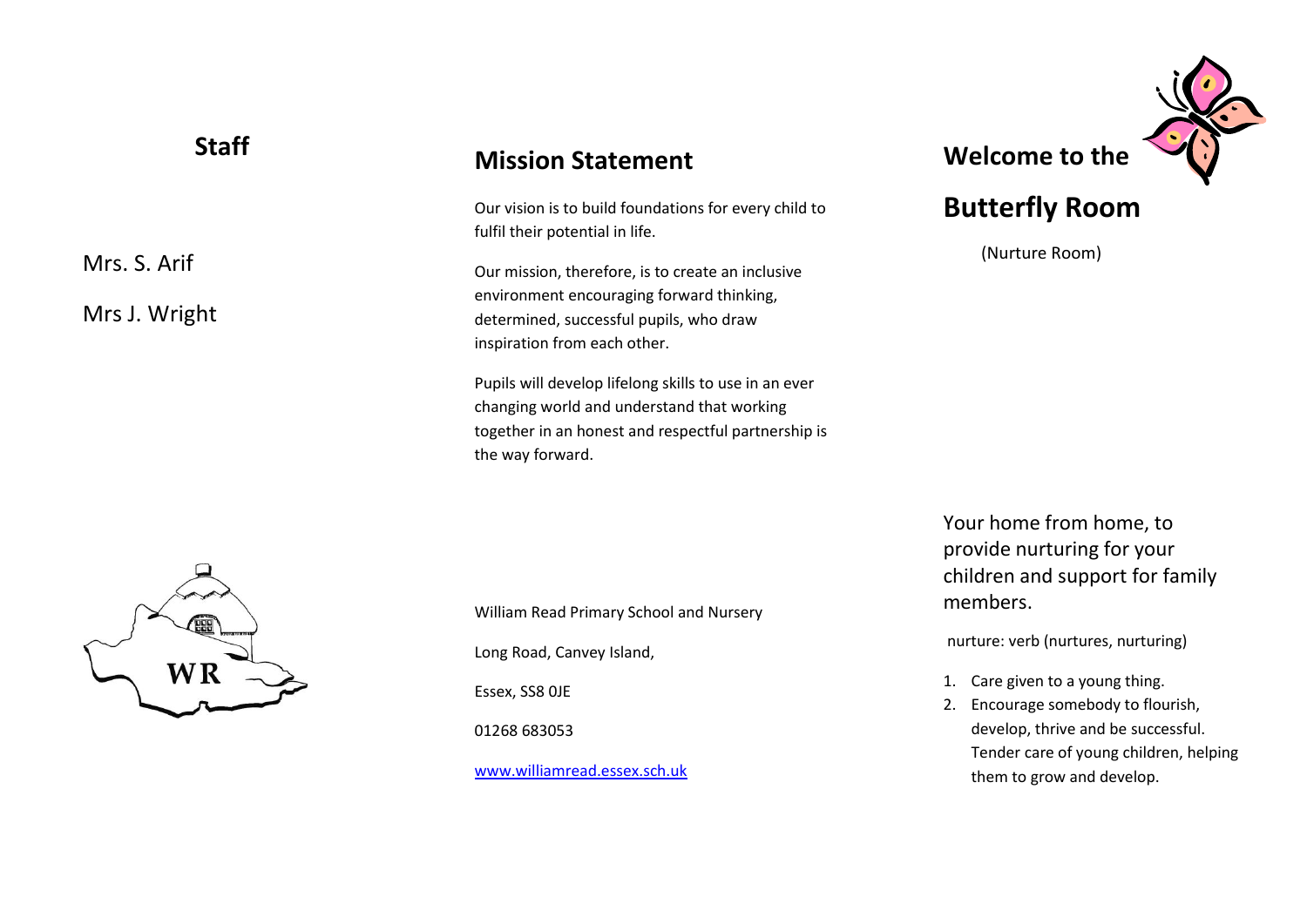## Staff

Mrs. S. Arif

Mrs J. Wright

## Mission Statement

Our vision is to build foundations for every child to fulfil their potential in life.

Our mission, therefore, is to create an inclusive environment encouraging forward thinking, determined, successful pupils, who draw inspiration from each other.

Pupils will develop lifelong skills to use in an ever changing world and understand that working together in an honest and respectful partnership is the way forward.

William Read Primary School and Nursery

Long Road, Canvey Island,

Essex, SS8 0JE

01268 683053

[www.williamread.essex.sch.uk](http://www.williamread.essex.sch.uk)

# Welcome to the Butterfly Room

(Nurture Room)

Your home from home, to provide nurturing for your children and support for family members.

nurture: verb (nurtures, nurturing)

1. Care given to a young thing.
2. Encourage somebody to flourish, develop, thrive and be successful. Tender care of young children, helping them to grow and develop.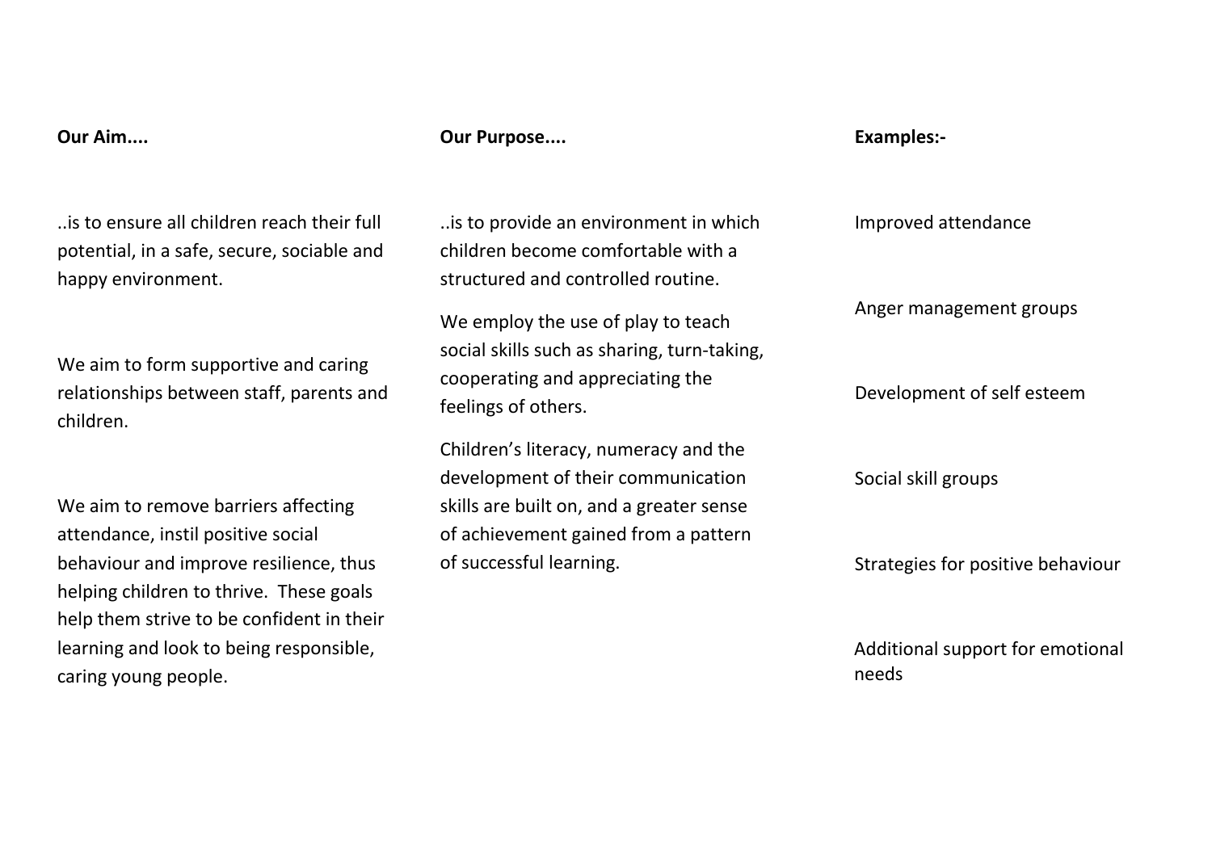**Our Aim....**

..is to ensure all children reach their full potential, in a safe, secure, sociable and happy environment.

We aim to form supportive and caring relationships between staff, parents and children.

We aim to remove barriers affecting attendance, instil positive social behaviour and improve resilience, thus helping children to thrive. These goals help them strive to be confident in their learning and look to being responsible, caring young people.

**Our Purpose....**

..is to provide an environment in which children become comfortable with a structured and controlled routine.

We employ the use of play to teach social skills such as sharing, turn-taking, cooperating and appreciating the feelings of others.

Children's literacy, numeracy and the development of their communication skills are built on, and a greater sense of achievement gained from a pattern of successful learning.

**Examples:-**

Improved attendance

Anger management groups

Development of self esteem

Social skill groups

Strategies for positive behaviour

Additional support for emotional needs